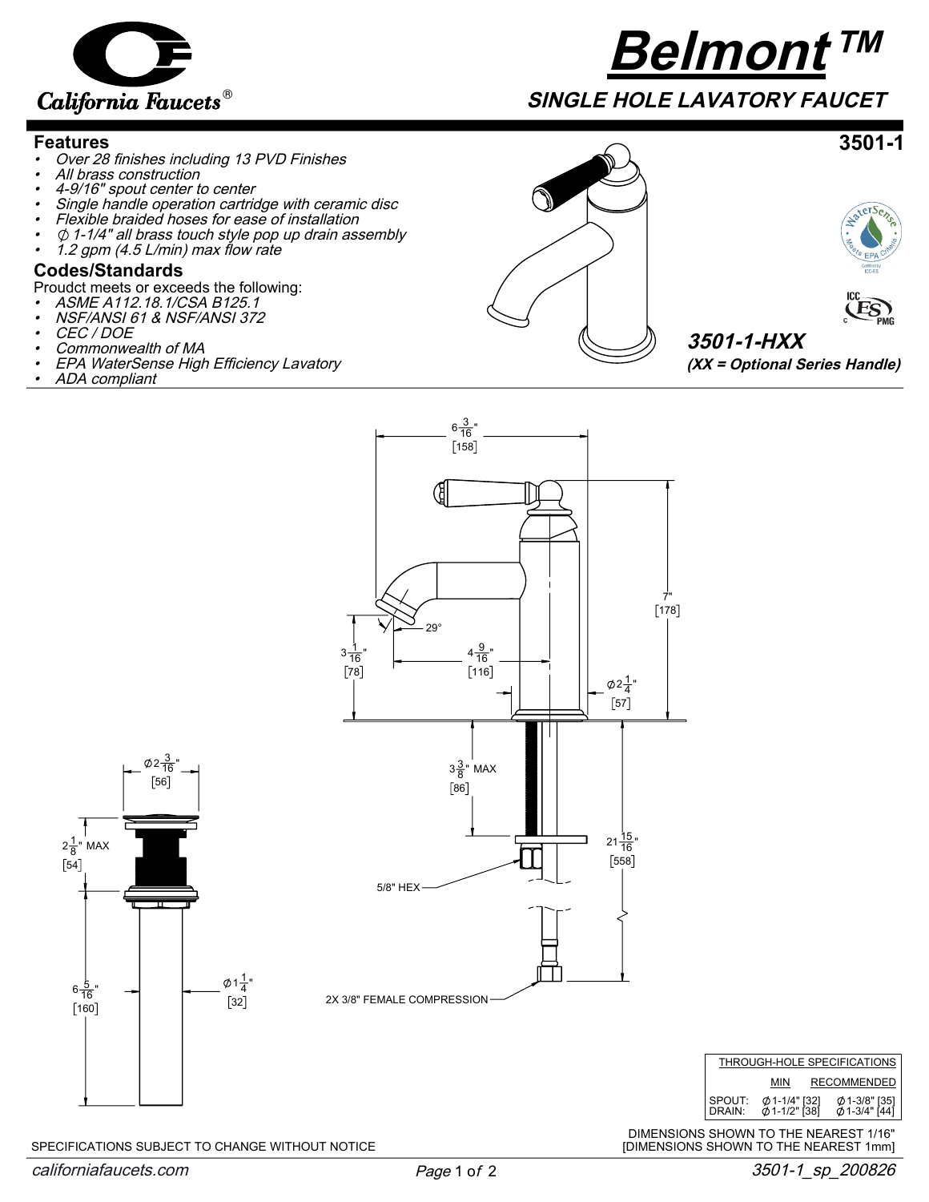# Belmont™

## SINGLE HOLE LAVATORY FAUCET

**3501-1**

### Features

- Over 28 finishes including 13 PVD Finishes
- All brass construction
- 4-9/16" spout center to center
- Single handle operation cartridge with ceramic disc
- Flexible braided hoses for ease of installation
- ∅ 1-1/4" all brass touch style pop up drain assembly
- 1.2 gpm (4.5 L/min) max flow rate

### Codes/Standards

Proudct meets or exceeds the following:

- ASME A112.18.1/CSA B125.1
- NSF/ANSI 61 & NSF/ANSI 372
- CEC / DOE
- Commonwealth of MA
- EPA WaterSense High Efficiency Lavatory
- ADA compliant

**3501-1-HXX**

**(XX = Optional Series Handle)**

6-3/16" [158]

7" [178]

29°

3-1/16" [78]

4-9/16" [116]

∅2-1/4" [57]

3-3/8" MAX [86]

21-15/16" [558]

5/8" HEX

2X 3/8" FEMALE COMPRESSION

∅2-3/16" [56]

2-1/8" MAX [54]

6-5/16" [160]

∅1-1/4" [32]

| THROUGH-HOLE SPECIFICATIONS | MIN | RECOMMENDED |
|---|---|---|
| SPOUT: | ∅1-1/4" [32] | ∅1-3/8" [35] |
| DRAIN: | ∅1-1/2" [38] | ∅1-3/4" [44] |

DIMENSIONS SHOWN TO THE NEAREST 1/16"
[DIMENSIONS SHOWN TO THE NEAREST 1mm]

SPECIFICATIONS SUBJECT TO CHANGE WITHOUT NOTICE

californiafaucets.com

3501-1_sp_200826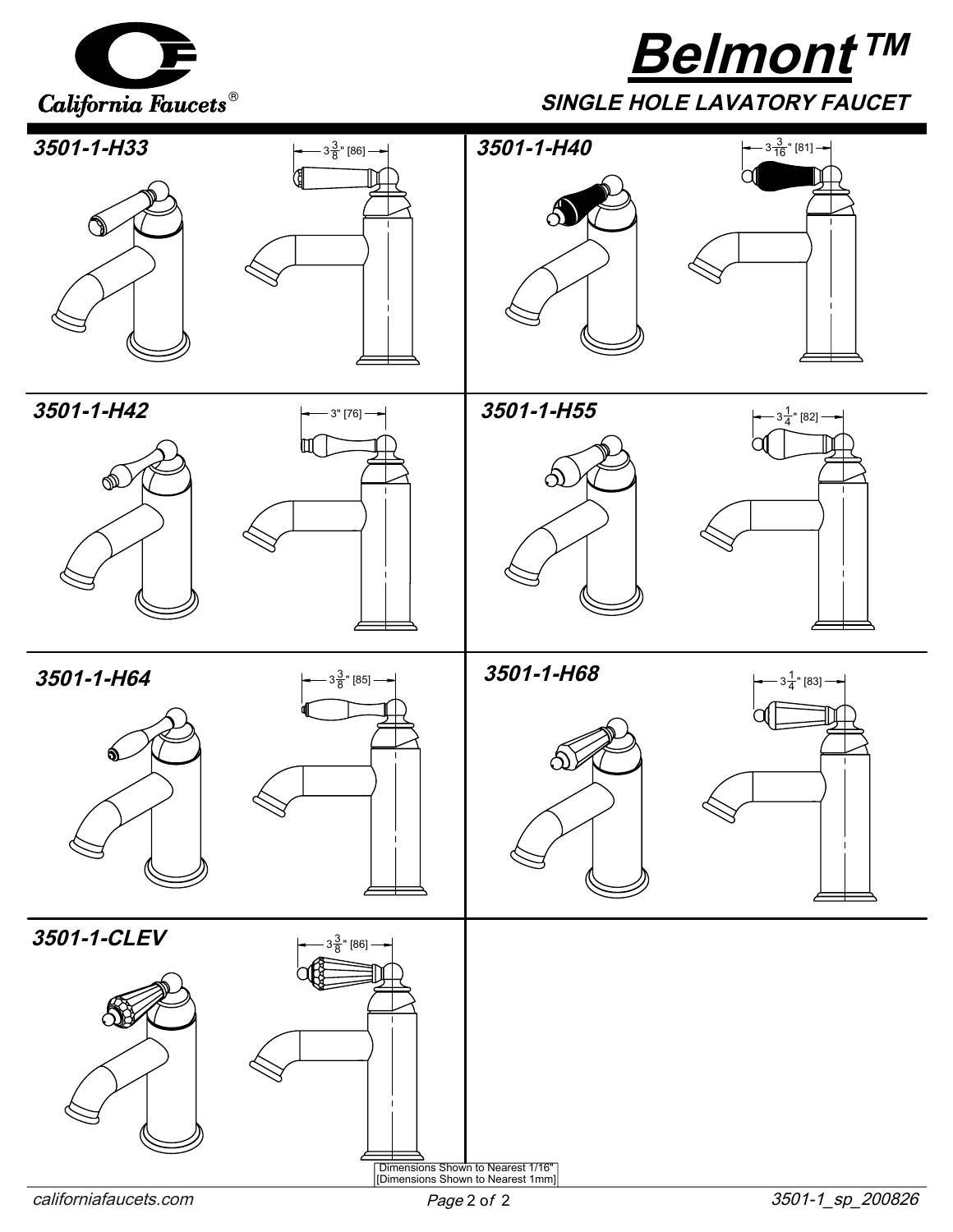# Belmont™

## SINGLE HOLE LAVATORY FAUCET

### 3501-1-H33

$3\frac{3}{8}$" [86]

### 3501-1-H40

$3\frac{3}{16}$" [81]

### 3501-1-H42

3" [76]

### 3501-1-H55

$3\frac{1}{4}$" [82]

### 3501-1-H64

$3\frac{3}{8}$" [85]

### 3501-1-H68

$3\frac{1}{4}$" [83]

### 3501-1-CLEV

$3\frac{3}{8}$" [86]

Dimensions Shown to Nearest 1/16"
[Dimensions Shown to Nearest 1mm]

californiafaucets.com

3501-1_sp_200826